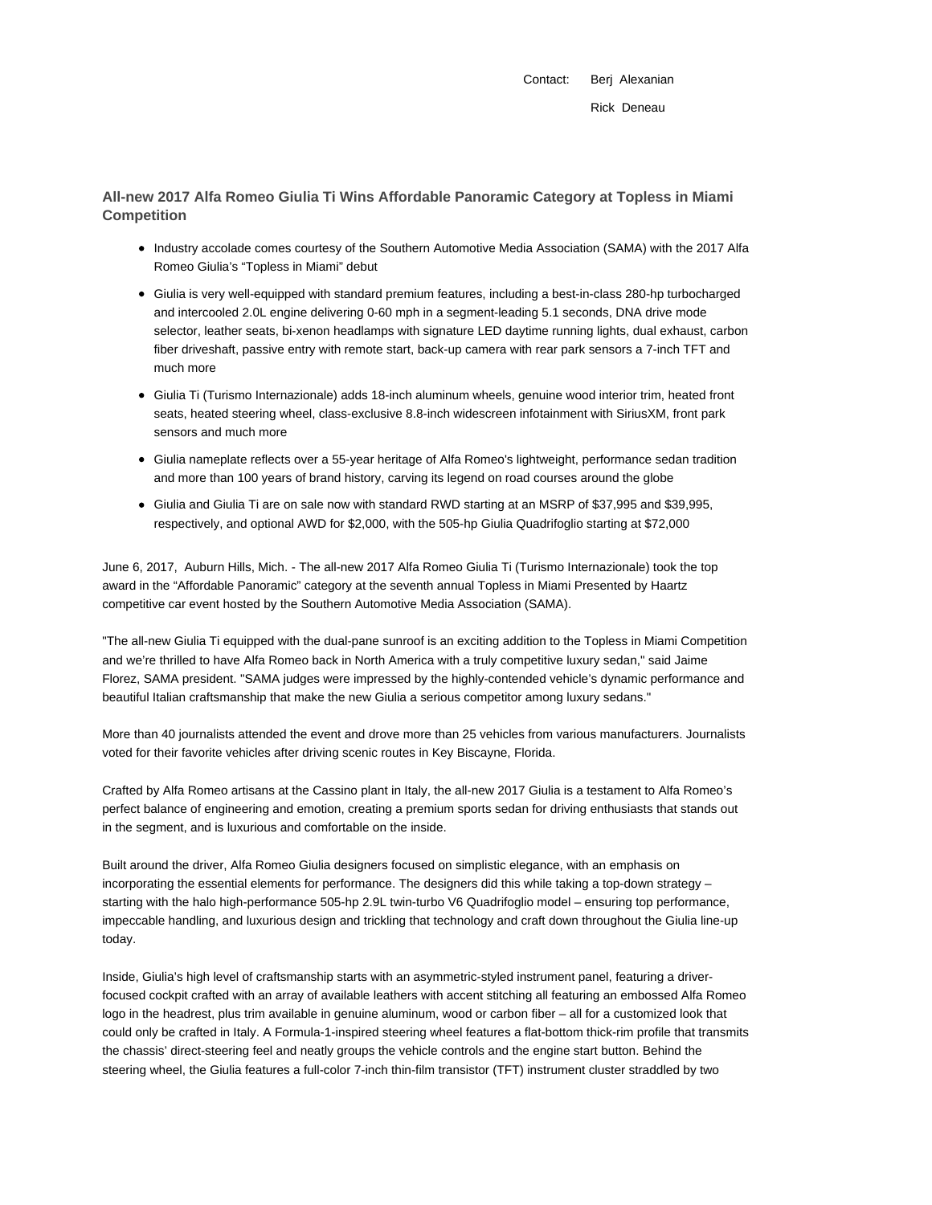Contact: Berj Alexanian

Rick Deneau

## All-new 2017 Alfa Romeo Giulia Ti Wins Affordable Panoramic Category at Topless in Miami Competition

- Industry accolade comes courtesy of the Southern Automotive Media Association (SAMA) with the 2017 Alfa Romeo Giulia's "Topless in Miami" debut
- Giulia is very well-equipped with standard premium features, including a best-in-class 280-hp turbocharged and intercooled 2.0L engine delivering 0-60 mph in a segment-leading 5.1 seconds, DNA drive mode selector, leather seats, bi-xenon headlamps with signature LED daytime running lights, dual exhaust, carbon fiber driveshaft, passive entry with remote start, back-up camera with rear park sensors a 7-inch TFT and much more
- Giulia Ti (Turismo Internazionale) adds 18-inch aluminum wheels, genuine wood interior trim, heated front seats, heated steering wheel, class-exclusive 8.8-inch widescreen infotainment with SiriusXM, front park sensors and much more
- Giulia nameplate reflects over a 55-year heritage of Alfa Romeo's lightweight, performance sedan tradition and more than 100 years of brand history, carving its legend on road courses around the globe
- Giulia and Giulia Ti are on sale now with standard RWD starting at an MSRP of $37,995 and $39,995, respectively, and optional AWD for $2,000, with the 505-hp Giulia Quadrifoglio starting at $72,000

June 6, 2017, Auburn Hills, Mich. - The all-new 2017 Alfa Romeo Giulia Ti (Turismo Internazionale) took the top award in the "Affordable Panoramic" category at the seventh annual Topless in Miami Presented by Haartz competitive car event hosted by the Southern Automotive Media Association (SAMA).

"The all-new Giulia Ti equipped with the dual-pane sunroof is an exciting addition to the Topless in Miami Competition and we're thrilled to have Alfa Romeo back in North America with a truly competitive luxury sedan," said Jaime Florez, SAMA president. "SAMA judges were impressed by the highly-contended vehicle's dynamic performance and beautiful Italian craftsmanship that make the new Giulia a serious competitor among luxury sedans."

More than 40 journalists attended the event and drove more than 25 vehicles from various manufacturers. Journalists voted for their favorite vehicles after driving scenic routes in Key Biscayne, Florida.

Crafted by Alfa Romeo artisans at the Cassino plant in Italy, the all-new 2017 Giulia is a testament to Alfa Romeo's perfect balance of engineering and emotion, creating a premium sports sedan for driving enthusiasts that stands out in the segment, and is luxurious and comfortable on the inside.

Built around the driver, Alfa Romeo Giulia designers focused on simplistic elegance, with an emphasis on incorporating the essential elements for performance. The designers did this while taking a top-down strategy – starting with the halo high-performance 505-hp 2.9L twin-turbo V6 Quadrifoglio model – ensuring top performance, impeccable handling, and luxurious design and trickling that technology and craft down throughout the Giulia line-up today.

Inside, Giulia's high level of craftsmanship starts with an asymmetric-styled instrument panel, featuring a driver-focused cockpit crafted with an array of available leathers with accent stitching all featuring an embossed Alfa Romeo logo in the headrest, plus trim available in genuine aluminum, wood or carbon fiber – all for a customized look that could only be crafted in Italy. A Formula-1-inspired steering wheel features a flat-bottom thick-rim profile that transmits the chassis' direct-steering feel and neatly groups the vehicle controls and the engine start button. Behind the steering wheel, the Giulia features a full-color 7-inch thin-film transistor (TFT) instrument cluster straddled by two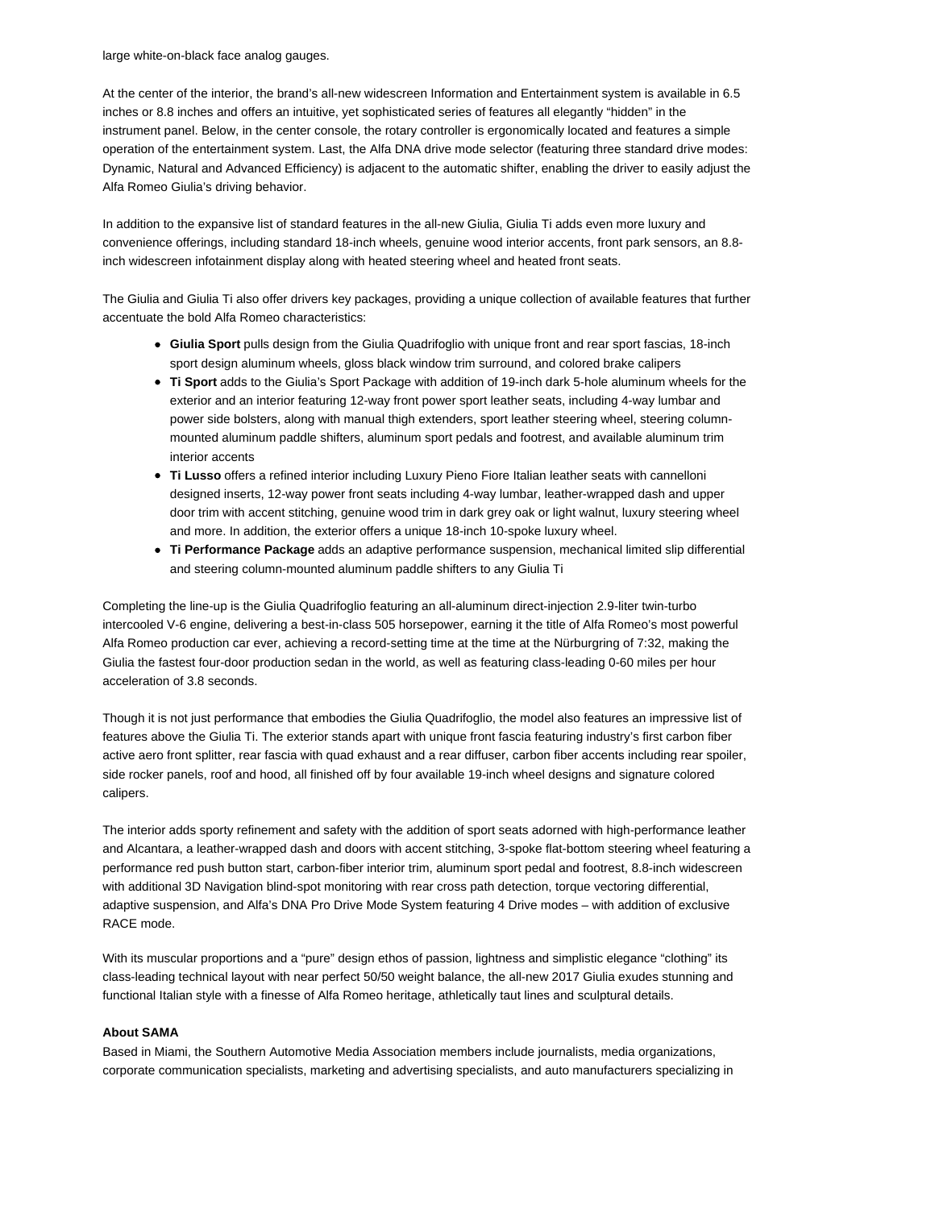large white-on-black face analog gauges.

At the center of the interior, the brand's all-new widescreen Information and Entertainment system is available in 6.5 inches or 8.8 inches and offers an intuitive, yet sophisticated series of features all elegantly "hidden" in the instrument panel. Below, in the center console, the rotary controller is ergonomically located and features a simple operation of the entertainment system. Last, the Alfa DNA drive mode selector (featuring three standard drive modes: Dynamic, Natural and Advanced Efficiency) is adjacent to the automatic shifter, enabling the driver to easily adjust the Alfa Romeo Giulia's driving behavior.

In addition to the expansive list of standard features in the all-new Giulia, Giulia Ti adds even more luxury and convenience offerings, including standard 18-inch wheels, genuine wood interior accents, front park sensors, an 8.8-inch widescreen infotainment display along with heated steering wheel and heated front seats.

The Giulia and Giulia Ti also offer drivers key packages, providing a unique collection of available features that further accentuate the bold Alfa Romeo characteristics:

- **Giulia Sport** pulls design from the Giulia Quadrifoglio with unique front and rear sport fascias, 18-inch sport design aluminum wheels, gloss black window trim surround, and colored brake calipers
- **Ti Sport** adds to the Giulia's Sport Package with addition of 19-inch dark 5-hole aluminum wheels for the exterior and an interior featuring 12-way front power sport leather seats, including 4-way lumbar and power side bolsters, along with manual thigh extenders, sport leather steering wheel, steering column-mounted aluminum paddle shifters, aluminum sport pedals and footrest, and available aluminum trim interior accents
- **Ti Lusso** offers a refined interior including Luxury Pieno Fiore Italian leather seats with cannelloni designed inserts, 12-way power front seats including 4-way lumbar, leather-wrapped dash and upper door trim with accent stitching, genuine wood trim in dark grey oak or light walnut, luxury steering wheel and more. In addition, the exterior offers a unique 18-inch 10-spoke luxury wheel.
- **Ti Performance Package** adds an adaptive performance suspension, mechanical limited slip differential and steering column-mounted aluminum paddle shifters to any Giulia Ti

Completing the line-up is the Giulia Quadrifoglio featuring an all-aluminum direct-injection 2.9-liter twin-turbo intercooled V-6 engine, delivering a best-in-class 505 horsepower, earning it the title of Alfa Romeo's most powerful Alfa Romeo production car ever, achieving a record-setting time at the time at the Nürburgring of 7:32, making the Giulia the fastest four-door production sedan in the world, as well as featuring class-leading 0-60 miles per hour acceleration of 3.8 seconds.

Though it is not just performance that embodies the Giulia Quadrifoglio, the model also features an impressive list of features above the Giulia Ti. The exterior stands apart with unique front fascia featuring industry's first carbon fiber active aero front splitter, rear fascia with quad exhaust and a rear diffuser, carbon fiber accents including rear spoiler, side rocker panels, roof and hood, all finished off by four available 19-inch wheel designs and signature colored calipers.

The interior adds sporty refinement and safety with the addition of sport seats adorned with high-performance leather and Alcantara, a leather-wrapped dash and doors with accent stitching, 3-spoke flat-bottom steering wheel featuring a performance red push button start, carbon-fiber interior trim, aluminum sport pedal and footrest, 8.8-inch widescreen with additional 3D Navigation blind-spot monitoring with rear cross path detection, torque vectoring differential, adaptive suspension, and Alfa's DNA Pro Drive Mode System featuring 4 Drive modes – with addition of exclusive RACE mode.

With its muscular proportions and a "pure" design ethos of passion, lightness and simplistic elegance "clothing" its class-leading technical layout with near perfect 50/50 weight balance, the all-new 2017 Giulia exudes stunning and functional Italian style with a finesse of Alfa Romeo heritage, athletically taut lines and sculptural details.

**About SAMA**

Based in Miami, the Southern Automotive Media Association members include journalists, media organizations, corporate communication specialists, marketing and advertising specialists, and auto manufacturers specializing in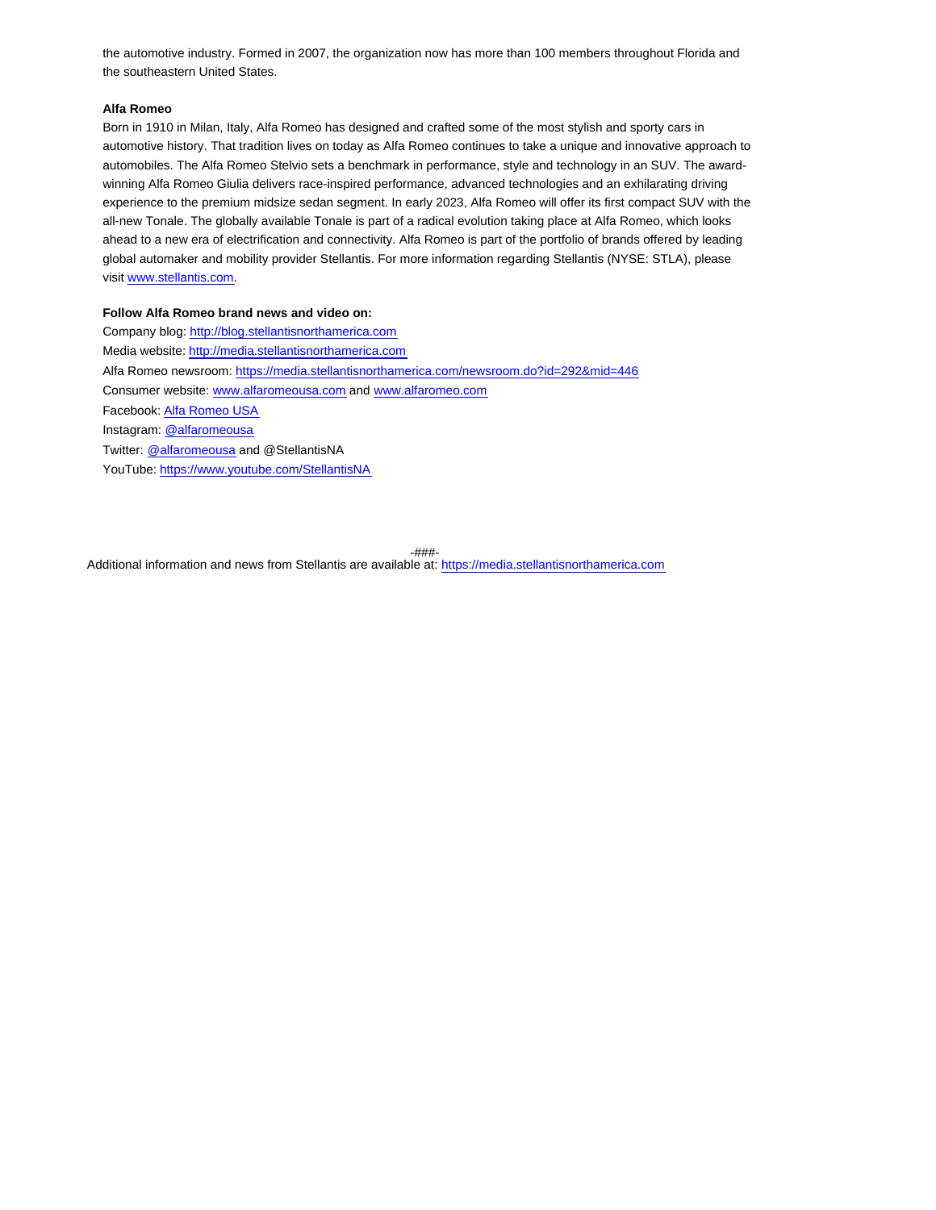the automotive industry. Formed in 2007, the organization now has more than 100 members throughout Florida and the southeastern United States.

**Alfa Romeo**

Born in 1910 in Milan, Italy, Alfa Romeo has designed and crafted some of the most stylish and sporty cars in automotive history. That tradition lives on today as Alfa Romeo continues to take a unique and innovative approach to automobiles. The Alfa Romeo Stelvio sets a benchmark in performance, style and technology in an SUV. The award-winning Alfa Romeo Giulia delivers race-inspired performance, advanced technologies and an exhilarating driving experience to the premium midsize sedan segment. In early 2023, Alfa Romeo will offer its first compact SUV with the all-new Tonale. The globally available Tonale is part of a radical evolution taking place at Alfa Romeo, which looks ahead to a new era of electrification and connectivity. Alfa Romeo is part of the portfolio of brands offered by leading global automaker and mobility provider Stellantis. For more information regarding Stellantis (NYSE: STLA), please visit www.stellantis.com.

**Follow Alfa Romeo brand news and video on:**

Company blog: http://blog.stellantisnorthamerica.com
Media website: http://media.stellantisnorthamerica.com
Alfa Romeo newsroom: https://media.stellantisnorthamerica.com/newsroom.do?id=292&mid=446
Consumer website: www.alfaromeousa.com and www.alfaromeo.com
Facebook: Alfa Romeo USA
Instagram: @alfaromeousa
Twitter: @alfaromeousa and @StellantisNA
YouTube: https://www.youtube.com/StellantisNA

-###-

Additional information and news from Stellantis are available at: https://media.stellantisnorthamerica.com